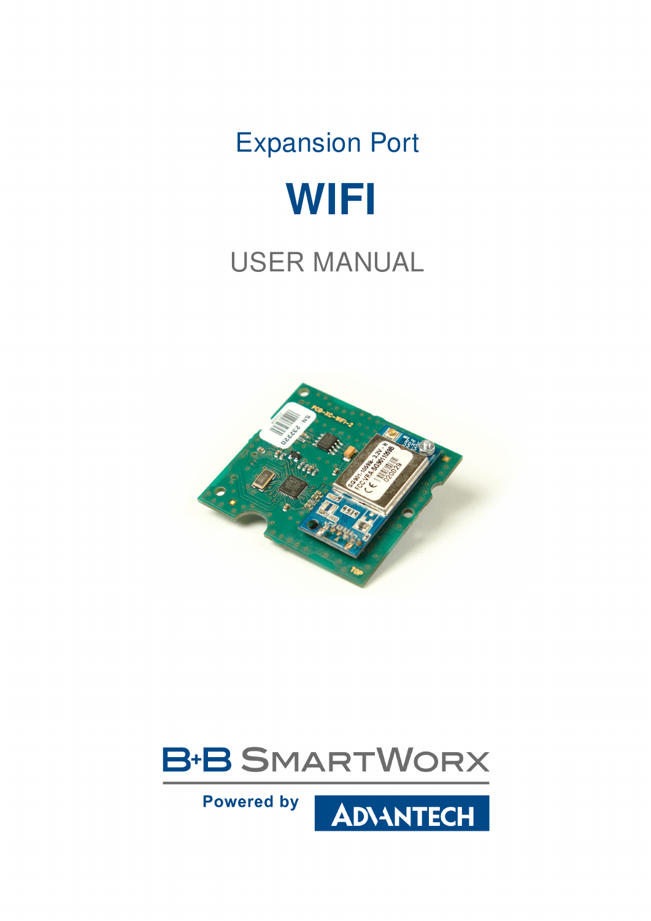# Expansion Port

# WIFI

## USER MANUAL

B+B SmartWorx

Powered by ADVANTECH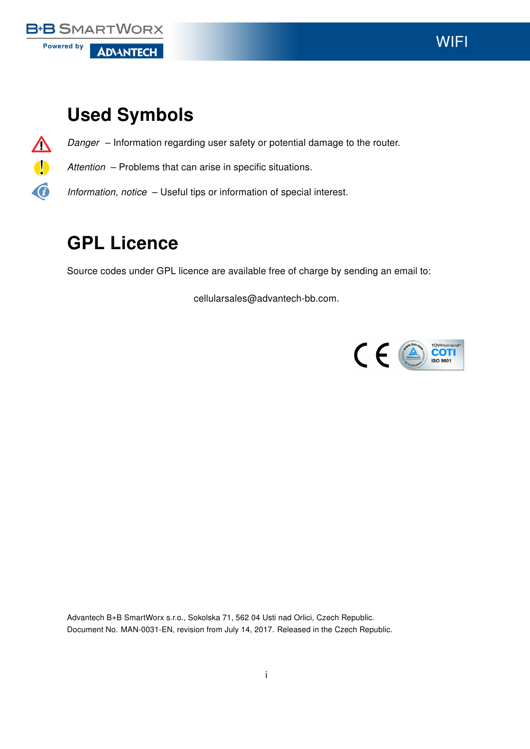# Used Symbols

*Danger* – Information regarding user safety or potential damage to the router.

*Attention* – Problems that can arise in specific situations.

*Information, notice* – Useful tips or information of special interest.

# GPL Licence

Source codes under GPL licence are available free of charge by sending an email to:

cellularsales@advantech-bb.com.

Advantech B+B SmartWorx s.r.o., Sokolska 71, 562 04 Usti nad Orlici, Czech Republic.
Document No. MAN-0031-EN, revision from July 14, 2017. Released in the Czech Republic.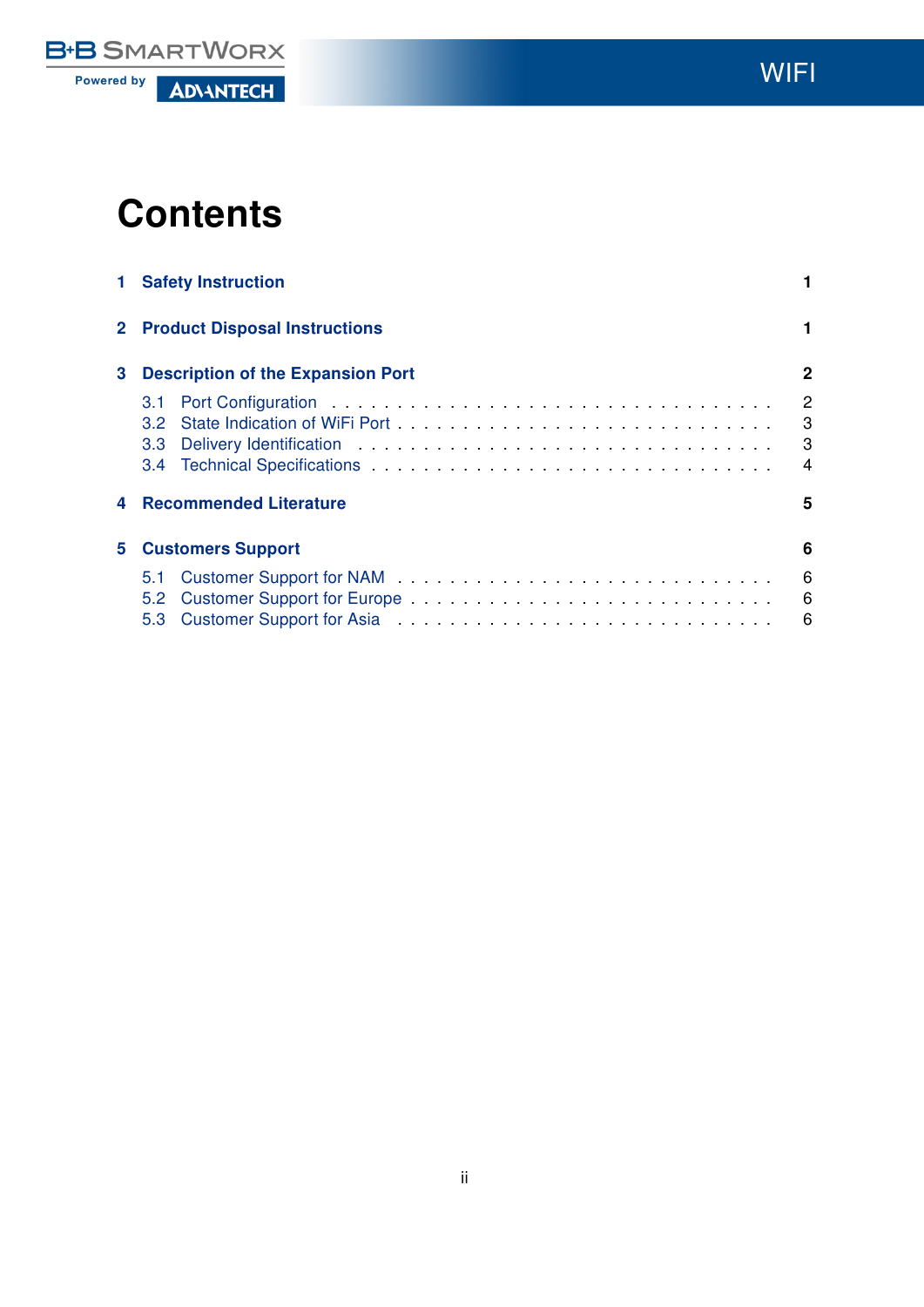# Contents

**1 Safety Instruction** **1**

**2 Product Disposal Instructions** **1**

**3 Description of the Expansion Port** **2**

3.1 Port Configuration . . . . . . . . . . . . . . . . . . . . . . . . . . . . . . . 2
3.2 State Indication of WiFi Port . . . . . . . . . . . . . . . . . . . . . . . . . 3
3.3 Delivery Identification . . . . . . . . . . . . . . . . . . . . . . . . . . . . . 3
3.4 Technical Specifications . . . . . . . . . . . . . . . . . . . . . . . . . . . . 4

**4 Recommended Literature** **5**

**5 Customers Support** **6**

5.1 Customer Support for NAM . . . . . . . . . . . . . . . . . . . . . . . . . . 6
5.2 Customer Support for Europe . . . . . . . . . . . . . . . . . . . . . . . . . 6
5.3 Customer Support for Asia . . . . . . . . . . . . . . . . . . . . . . . . . . 6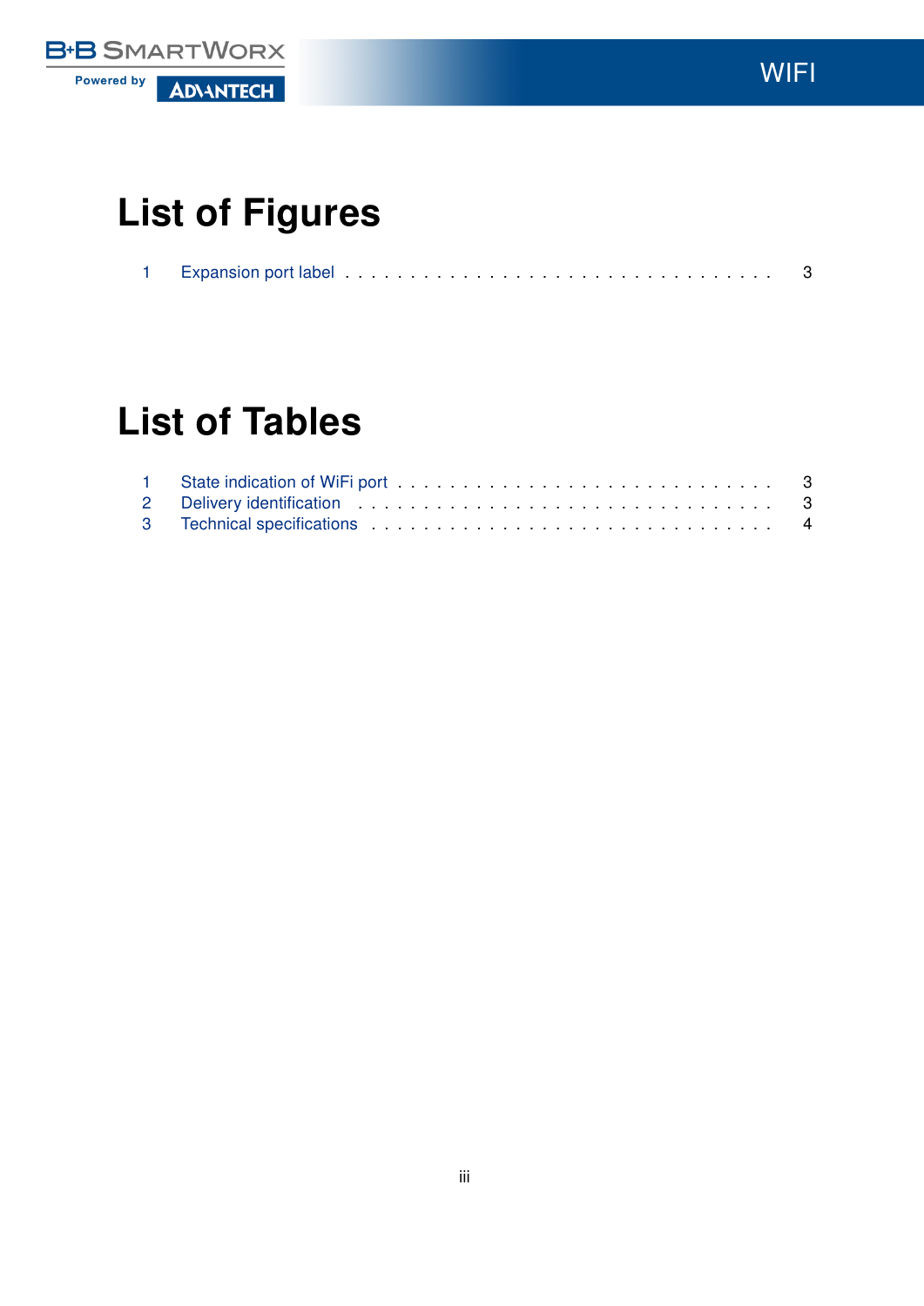# List of Figures

1 Expansion port label . . . . . . . . . . . . . . . . . . . . . . . . . . . . . . . . . 3

# List of Tables

1 State indication of WiFi port . . . . . . . . . . . . . . . . . . . . . . . . . . . . . 3
2 Delivery identification . . . . . . . . . . . . . . . . . . . . . . . . . . . . . . . . 3
3 Technical specifications . . . . . . . . . . . . . . . . . . . . . . . . . . . . . . . 4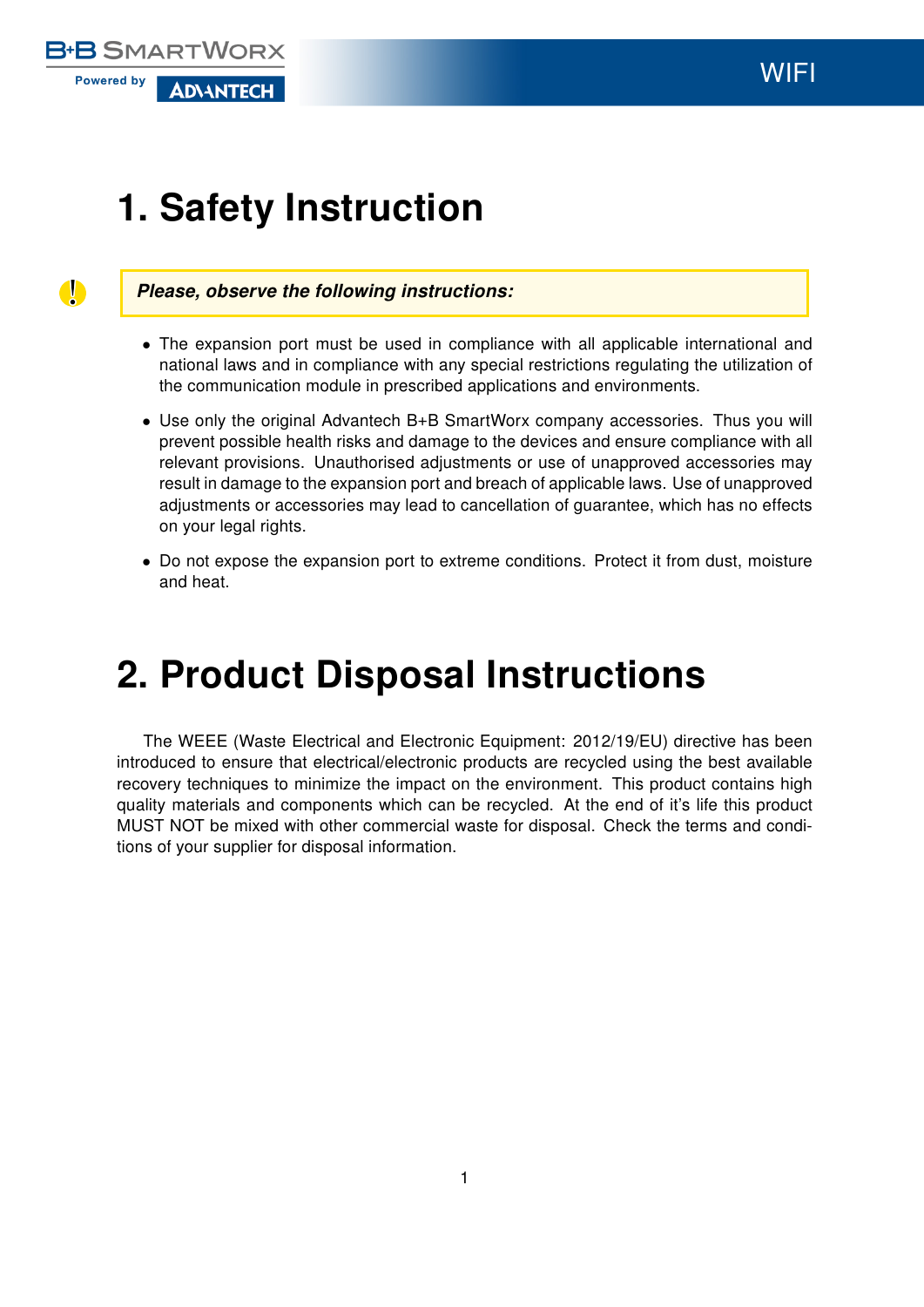# 1. Safety Instruction

***Please, observe the following instructions:***

- The expansion port must be used in compliance with all applicable international and national laws and in compliance with any special restrictions regulating the utilization of the communication module in prescribed applications and environments.
- Use only the original Advantech B+B SmartWorx company accessories. Thus you will prevent possible health risks and damage to the devices and ensure compliance with all relevant provisions. Unauthorised adjustments or use of unapproved accessories may result in damage to the expansion port and breach of applicable laws. Use of unapproved adjustments or accessories may lead to cancellation of guarantee, which has no effects on your legal rights.
- Do not expose the expansion port to extreme conditions. Protect it from dust, moisture and heat.

# 2. Product Disposal Instructions

The WEEE (Waste Electrical and Electronic Equipment: 2012/19/EU) directive has been introduced to ensure that electrical/electronic products are recycled using the best available recovery techniques to minimize the impact on the environment. This product contains high quality materials and components which can be recycled. At the end of it's life this product MUST NOT be mixed with other commercial waste for disposal. Check the terms and conditions of your supplier for disposal information.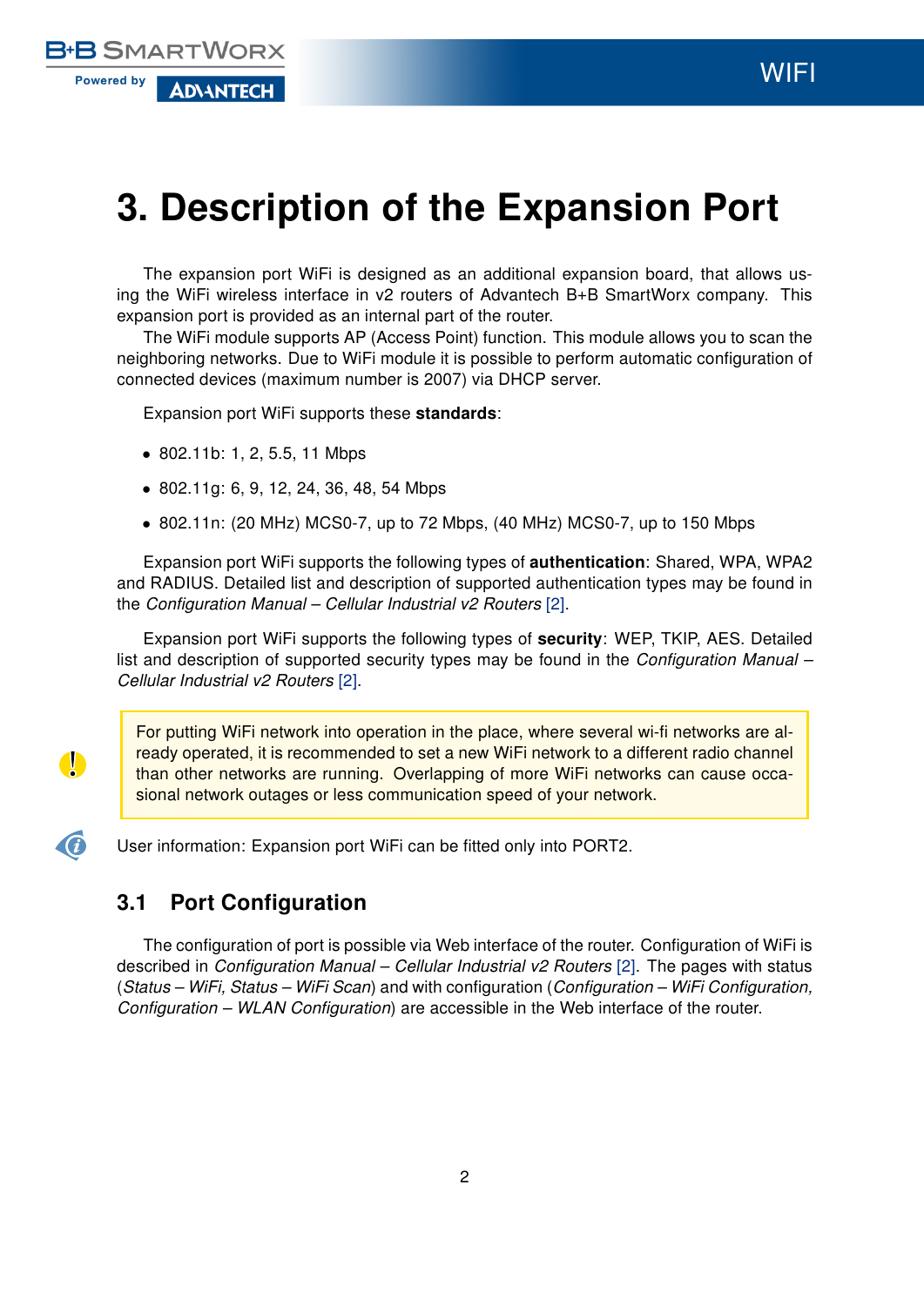# 3. Description of the Expansion Port

The expansion port WiFi is designed as an additional expansion board, that allows using the WiFi wireless interface in v2 routers of Advantech B+B SmartWorx company. This expansion port is provided as an internal part of the router.

The WiFi module supports AP (Access Point) function. This module allows you to scan the neighboring networks. Due to WiFi module it is possible to perform automatic configuration of connected devices (maximum number is 2007) via DHCP server.

Expansion port WiFi supports these **standards**:

- 802.11b: 1, 2, 5.5, 11 Mbps
- 802.11g: 6, 9, 12, 24, 36, 48, 54 Mbps
- 802.11n: (20 MHz) MCS0-7, up to 72 Mbps, (40 MHz) MCS0-7, up to 150 Mbps

Expansion port WiFi supports the following types of **authentication**: Shared, WPA, WPA2 and RADIUS. Detailed list and description of supported authentication types may be found in the *Configuration Manual – Cellular Industrial v2 Routers* [2].

Expansion port WiFi supports the following types of **security**: WEP, TKIP, AES. Detailed list and description of supported security types may be found in the *Configuration Manual – Cellular Industrial v2 Routers* [2].

> For putting WiFi network into operation in the place, where several wi-fi networks are already operated, it is recommended to set a new WiFi network to a different radio channel than other networks are running. Overlapping of more WiFi networks can cause occasional network outages or less communication speed of your network.

User information: Expansion port WiFi can be fitted only into PORT2.

## 3.1 Port Configuration

The configuration of port is possible via Web interface of the router. Configuration of WiFi is described in *Configuration Manual – Cellular Industrial v2 Routers* [2]. The pages with status (*Status – WiFi, Status – WiFi Scan*) and with configuration (*Configuration – WiFi Configuration, Configuration – WLAN Configuration*) are accessible in the Web interface of the router.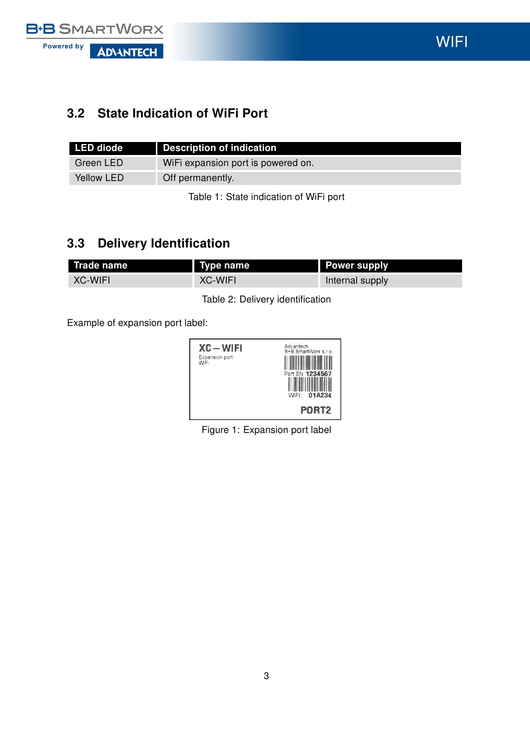## 3.2 State Indication of WiFi Port

| LED diode | Description of indication |
|---|---|
| Green LED | WiFi expansion port is powered on. |
| Yellow LED | Off permanently. |

Table 1: State indication of WiFi port

## 3.3 Delivery Identification

| Trade name | Type name | Power supply |
|---|---|---|
| XC-WIFI | XC-WIFI | Internal supply |

Table 2: Delivery identification

Example of expansion port label:

XC – WIFI
Expansion port
WiFi

Advantech
B+B SmartWorx s.r.o.

Port SN: 1234567

WIFI: 01A234

PORT2

Figure 1: Expansion port label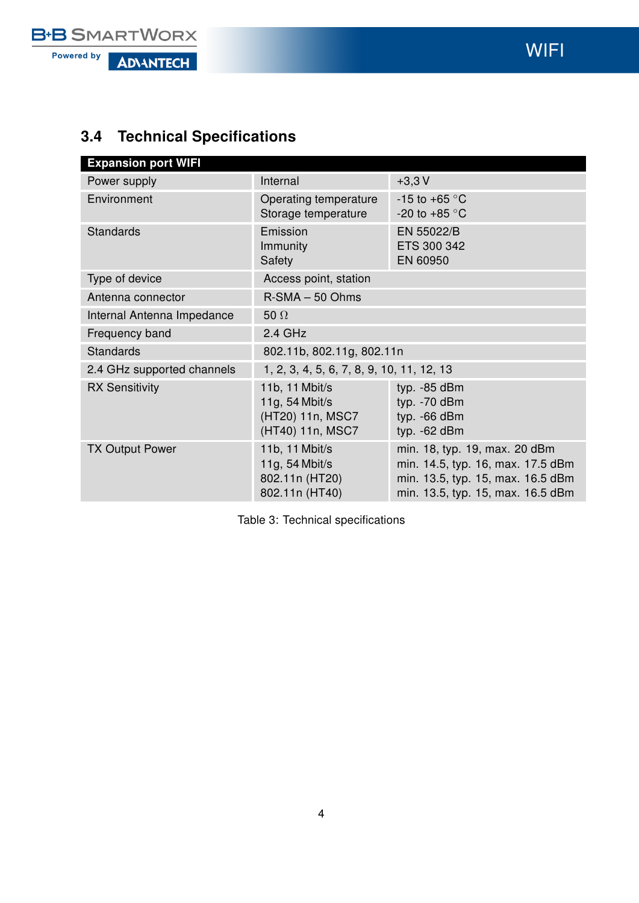## 3.4 Technical Specifications

| Expansion port WIFI | | |
|---|---|---|
| Power supply | Internal | +3,3 V |
| Environment | Operating temperature<br>Storage temperature | -15 to +65 °C<br>-20 to +85 °C |
| Standards | Emission<br>Immunity<br>Safety | EN 55022/B<br>ETS 300 342<br>EN 60950 |
| Type of device | Access point, station | |
| Antenna connector | R-SMA – 50 Ohms | |
| Internal Antenna Impedance | 50 Ω | |
| Frequency band | 2.4 GHz | |
| Standards | 802.11b, 802.11g, 802.11n | |
| 2.4 GHz supported channels | 1, 2, 3, 4, 5, 6, 7, 8, 9, 10, 11, 12, 13 | |
| RX Sensitivity | 11b, 11 Mbit/s<br>11g, 54 Mbit/s<br>(HT20) 11n, MSC7<br>(HT40) 11n, MSC7 | typ. -85 dBm<br>typ. -70 dBm<br>typ. -66 dBm<br>typ. -62 dBm |
| TX Output Power | 11b, 11 Mbit/s<br>11g, 54 Mbit/s<br>802.11n (HT20)<br>802.11n (HT40) | min. 18, typ. 19, max. 20 dBm<br>min. 14.5, typ. 16, max. 17.5 dBm<br>min. 13.5, typ. 15, max. 16.5 dBm<br>min. 13.5, typ. 15, max. 16.5 dBm |

Table 3: Technical specifications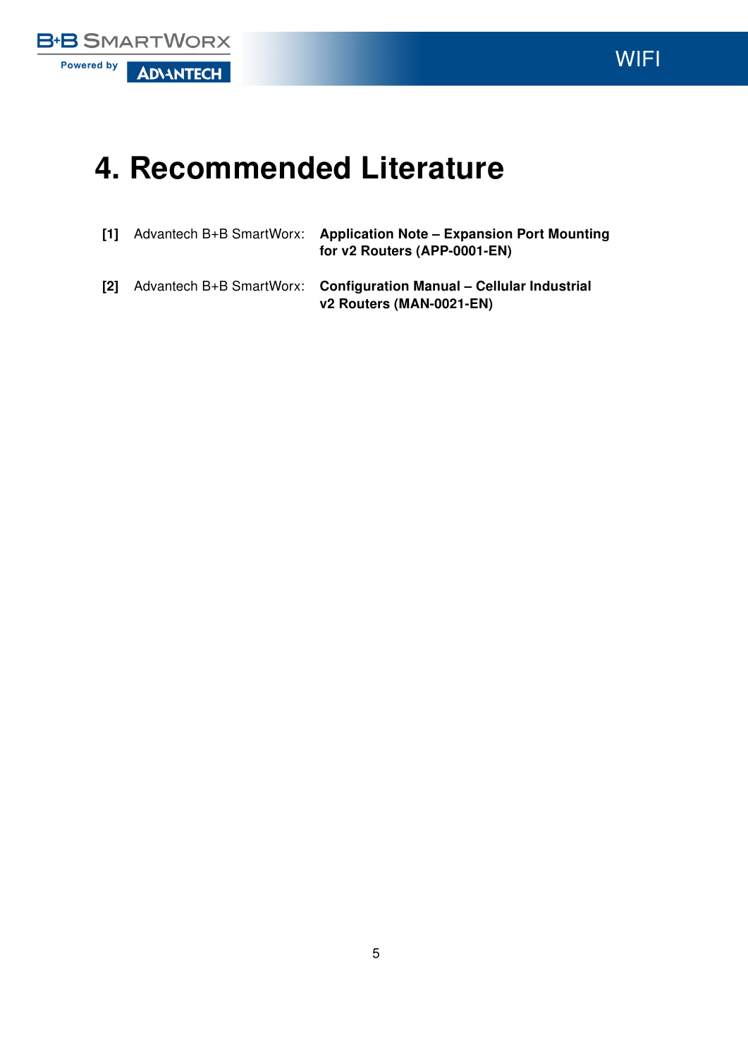# 4. Recommended Literature

[1] Advantech B+B SmartWorx: **Application Note – Expansion Port Mounting for v2 Routers (APP-0001-EN)**

[2] Advantech B+B SmartWorx: **Configuration Manual – Cellular Industrial v2 Routers (MAN-0021-EN)**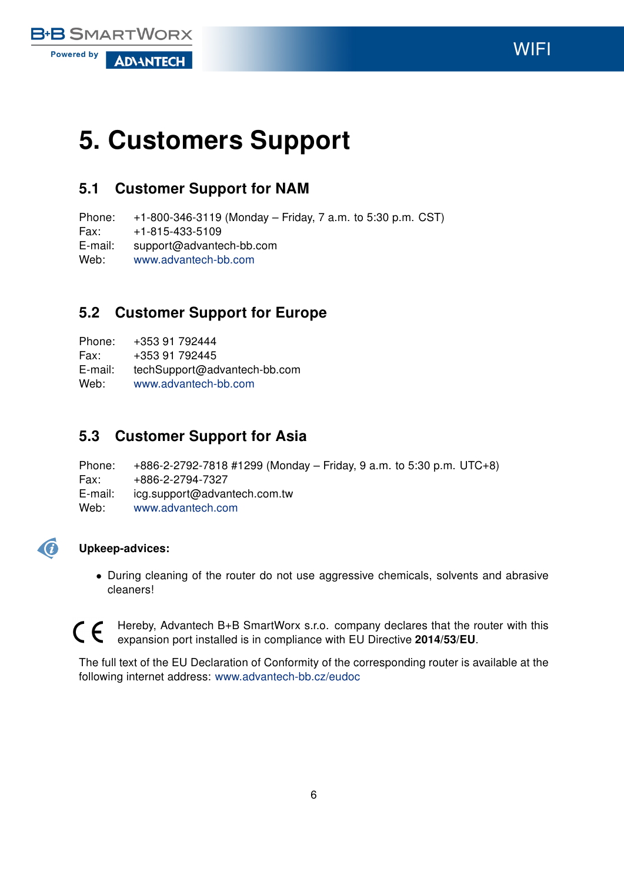# 5. Customers Support

## 5.1 Customer Support for NAM

Phone: +1-800-346-3119 (Monday – Friday, 7 a.m. to 5:30 p.m. CST)
Fax: +1-815-433-5109
E-mail: support@advantech-bb.com
Web: www.advantech-bb.com

## 5.2 Customer Support for Europe

Phone: +353 91 792444
Fax: +353 91 792445
E-mail: techSupport@advantech-bb.com
Web: www.advantech-bb.com

## 5.3 Customer Support for Asia

Phone: +886-2-2792-7818 #1299 (Monday – Friday, 9 a.m. to 5:30 p.m. UTC+8)
Fax: +886-2-2794-7327
E-mail: icg.support@advantech.com.tw
Web: www.advantech.com

**Upkeep-advices:**

- During cleaning of the router do not use aggressive chemicals, solvents and abrasive cleaners!

CE Hereby, Advantech B+B SmartWorx s.r.o. company declares that the router with this expansion port installed is in compliance with EU Directive **2014/53/EU**.

The full text of the EU Declaration of Conformity of the corresponding router is available at the following internet address: www.advantech-bb.cz/eudoc